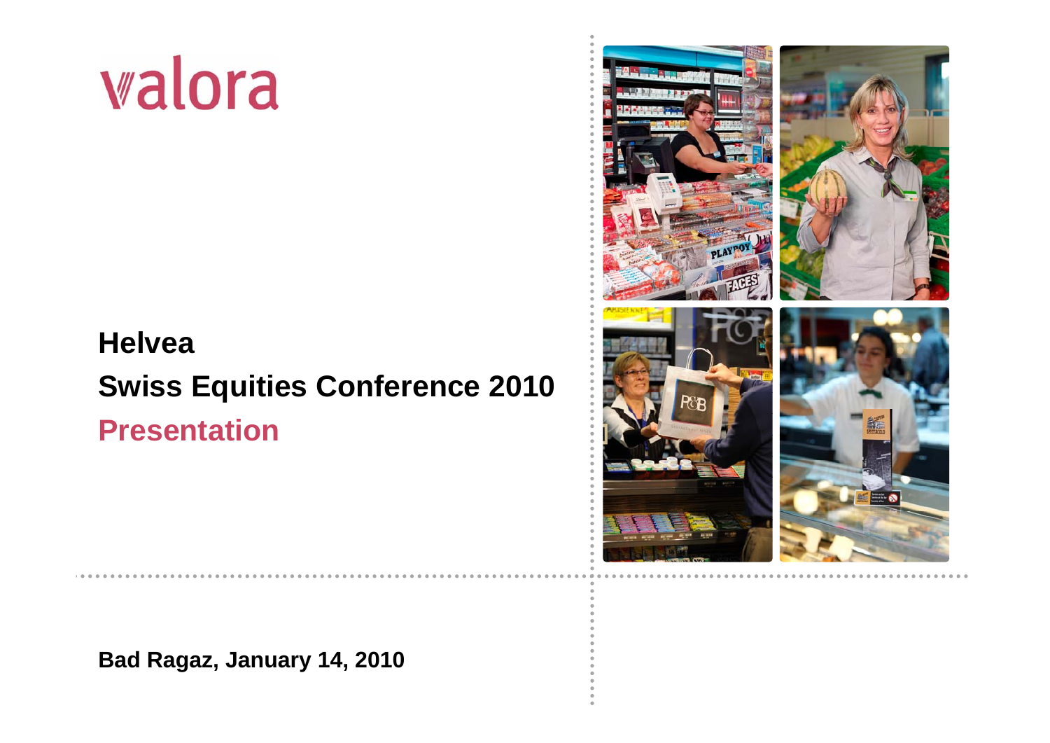valora

# Helvea
# Swiss Equities Conference 2010
## Presentation

**Bad Ragaz, January 14, 2010**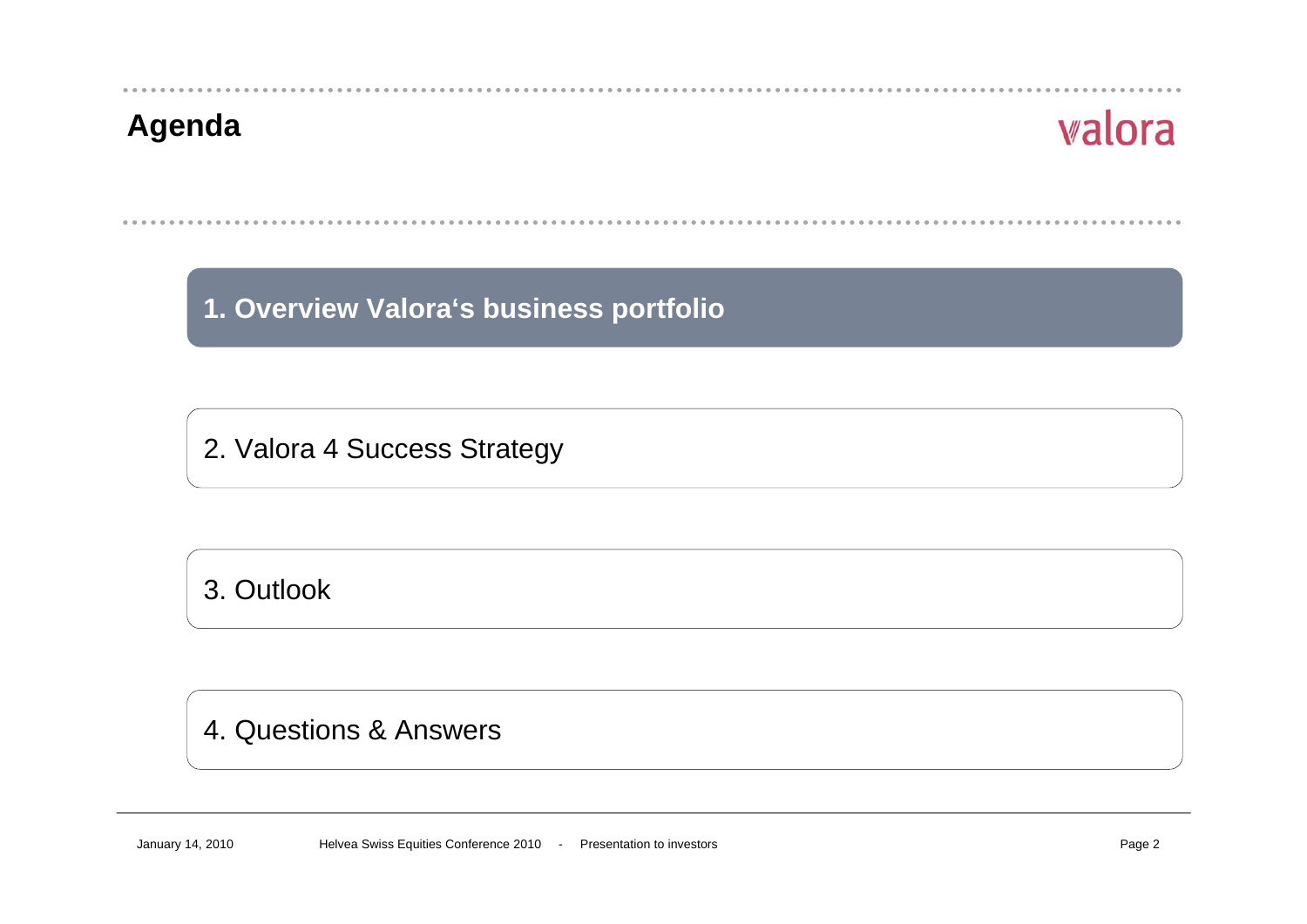# Agenda

**1. Overview Valora's business portfolio**

2. Valora 4 Success Strategy

3. Outlook

4. Questions & Answers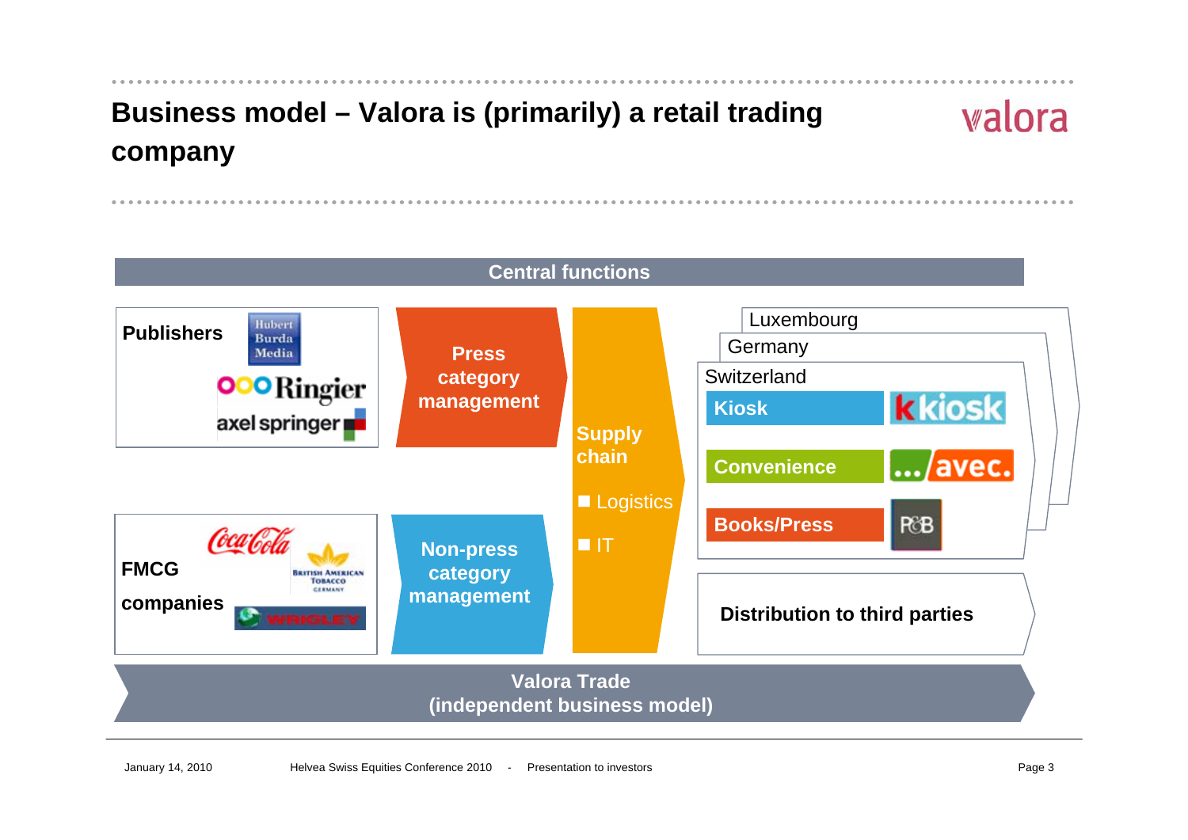# Business model – Valora is (primarily) a retail trading company

**Central functions**

**Publishers**
- Hubert Burda Media
- Ringier
- axel springer

**FMCG companies**
- Coca-Cola
- British American Tobacco Germany
- Wrigley

**Press category management**

**Non-press category management**

**Supply chain**
- Logistics
- IT

Luxembourg

Germany

Switzerland
- **Kiosk** – k kiosk
- **Convenience** – …/avec.
- **Books/Press** – P&B

**Distribution to third parties**

**Valora Trade (independent business model)**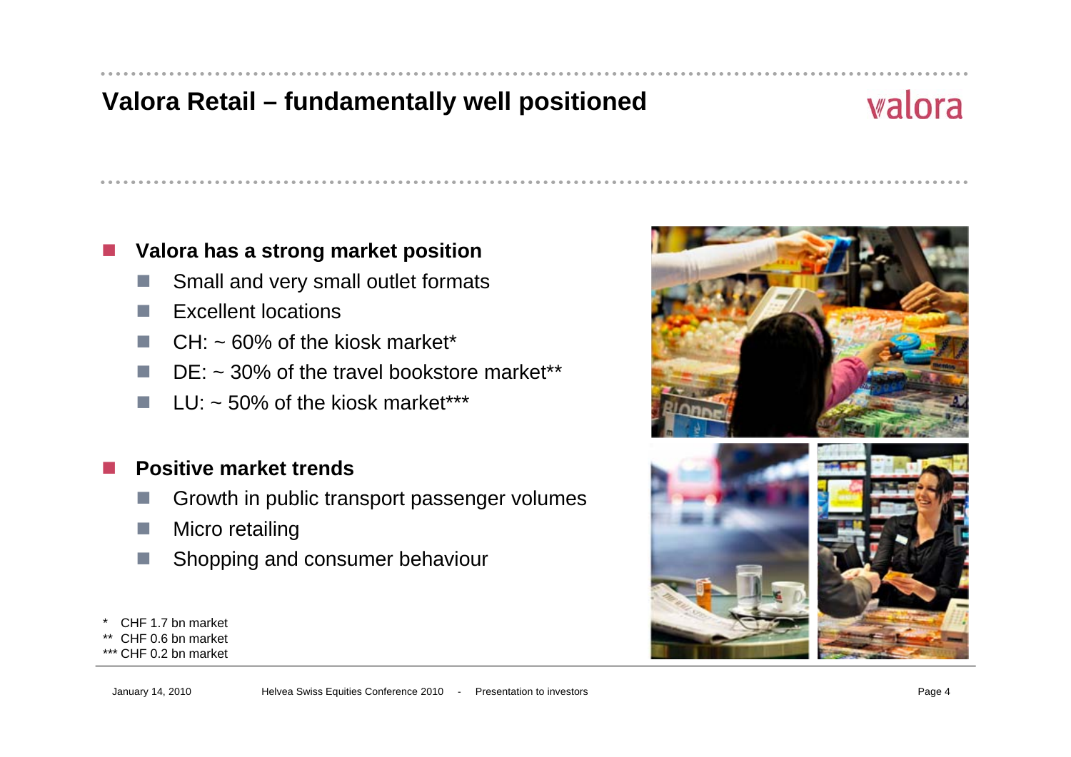# Valora Retail – fundamentally well positioned

- **Valora has a strong market position**
  - Small and very small outlet formats
  - Excellent locations
  - CH: ~ 60% of the kiosk market*
  - DE: ~ 30% of the travel bookstore market**
  - LU: ~ 50% of the kiosk market***

- **Positive market trends**
  - Growth in public transport passenger volumes
  - Micro retailing
  - Shopping and consumer behaviour

\* CHF 1.7 bn market
\** CHF 0.6 bn market
\*** CHF 0.2 bn market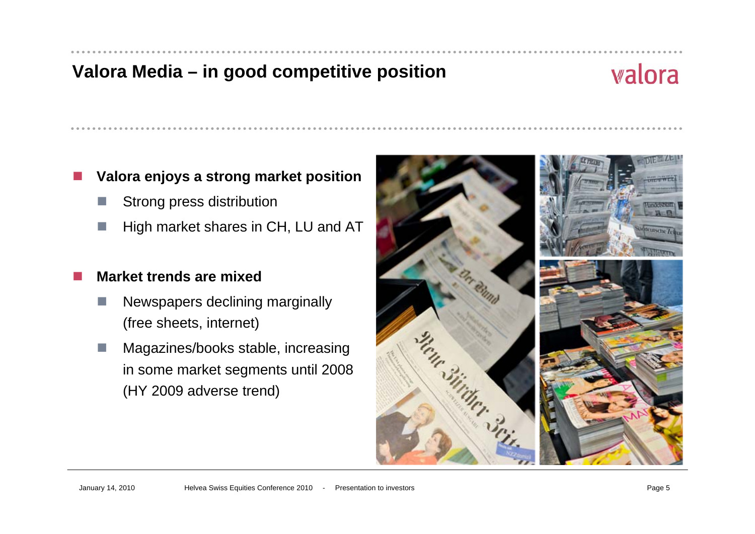# Valora Media – in good competitive position

- **Valora enjoys a strong market position**
  - Strong press distribution
  - High market shares in CH, LU and AT
- **Market trends are mixed**
  - Newspapers declining marginally (free sheets, internet)
  - Magazines/books stable, increasing in some market segments until 2008 (HY 2009 adverse trend)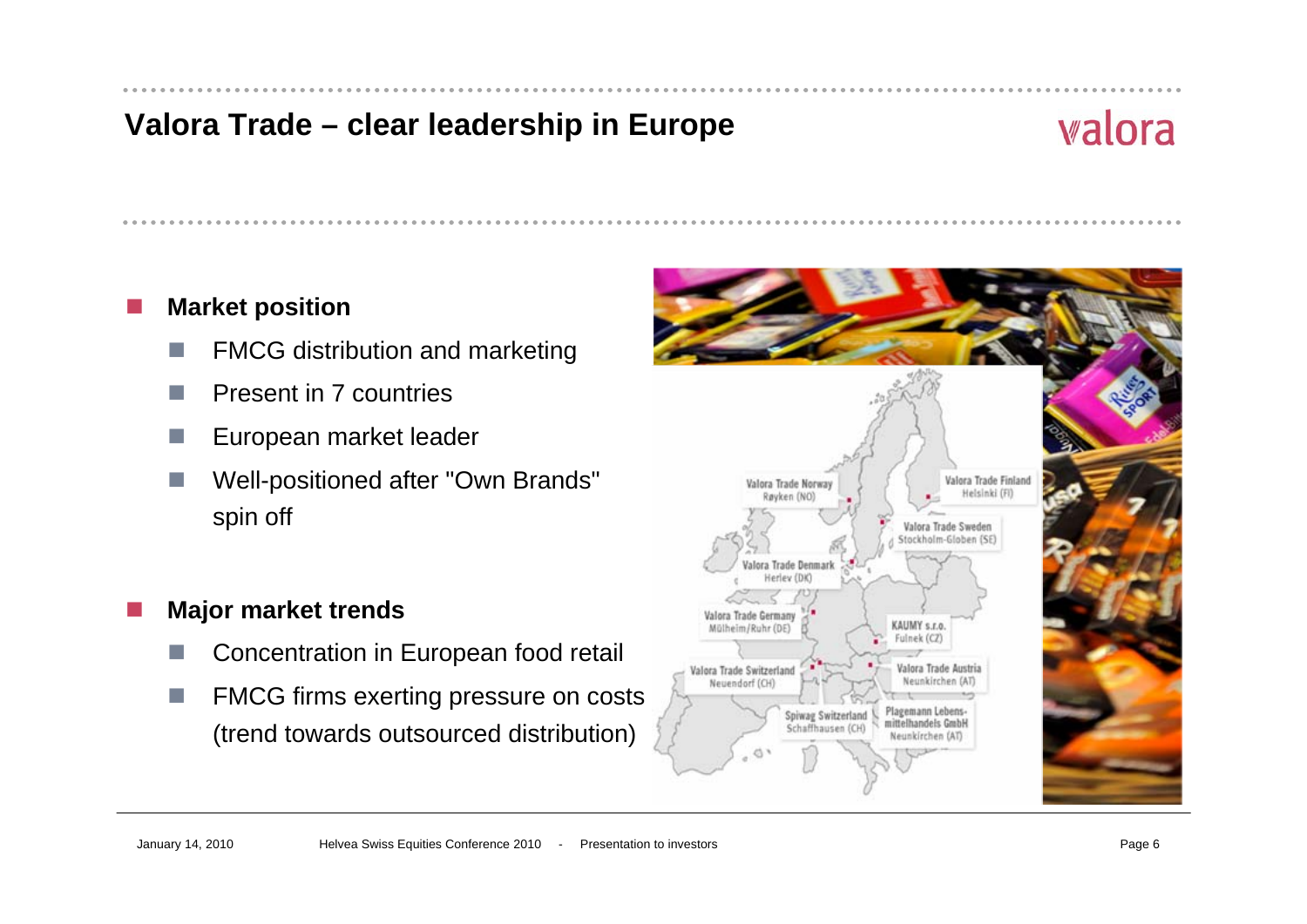# Valora Trade – clear leadership in Europe

- **Market position**
  - FMCG distribution and marketing
  - Present in 7 countries
  - European market leader
  - Well-positioned after "Own Brands" spin off

- **Major market trends**
  - Concentration in European food retail
  - FMCG firms exerting pressure on costs (trend towards outsourced distribution)

Valora Trade Norway Røyken (NO)

Valora Trade Finland Helsinki (FI)

Valora Trade Sweden Stockholm-Globen (SE)

Valora Trade Denmark Herlev (DK)

Valora Trade Germany Mülheim/Ruhr (DE)

KAUMY s.r.o. Fulnek (CZ)

Valora Trade Switzerland Neuendorf (CH)

Valora Trade Austria Neunkirchen (AT)

Spiwag Switzerland Schaffhausen (CH)

Plagemann Lebensmittelhandels GmbH Neunkirchen (AT)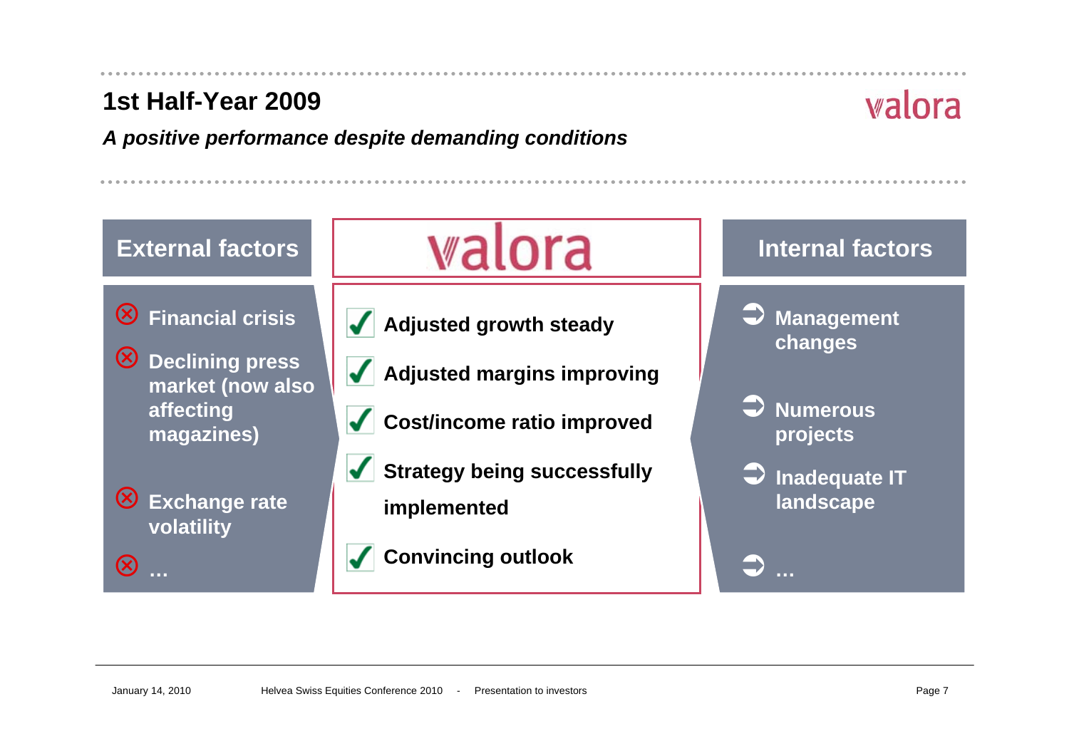# 1st Half-Year 2009

*A positive performance despite demanding conditions*

valora

## External factors

- Financial crisis
- Declining press market (now also affecting magazines)
- Exchange rate volatility
- …

## valora

- Adjusted growth steady
- Adjusted margins improving
- Cost/income ratio improved
- Strategy being successfully implemented
- Convincing outlook

## Internal factors

- Management changes
- Numerous projects
- Inadequate IT landscape
- …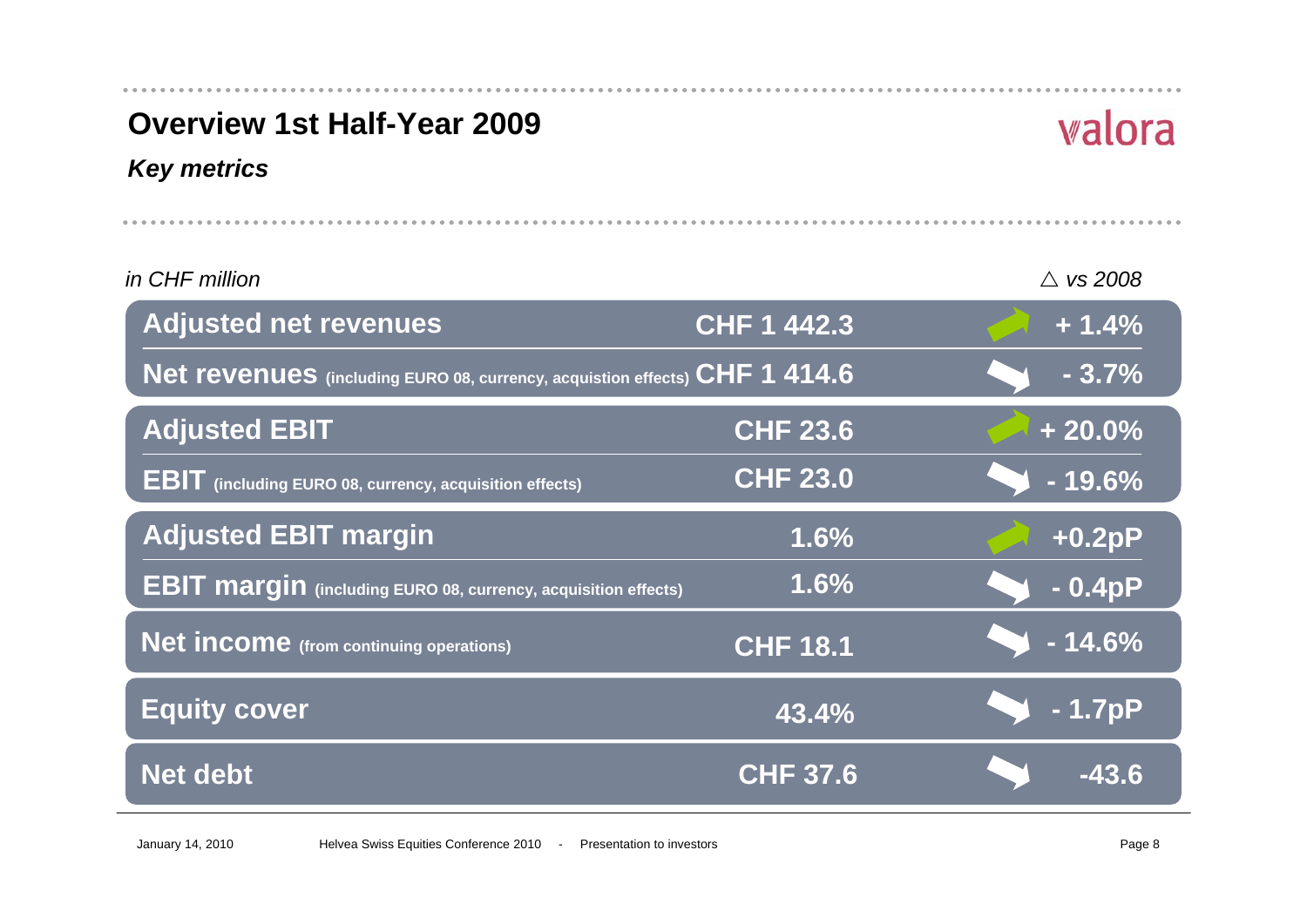# Overview 1st Half-Year 2009

***Key metrics***

| *in CHF million* | | *△ vs 2008* |
|---|---|---|
| **Adjusted net revenues** | **CHF 1 442.3** | **+ 1.4%** |
| **Net revenues** (including EURO 08, currency, acquistion effects) | **CHF 1 414.6** | **- 3.7%** |
| **Adjusted EBIT** | **CHF 23.6** | **+ 20.0%** |
| **EBIT** (including EURO 08, currency, acquisition effects) | **CHF 23.0** | **- 19.6%** |
| **Adjusted EBIT margin** | **1.6%** | **+0.2pP** |
| **EBIT margin** (including EURO 08, currency, acquisition effects) | **1.6%** | **- 0.4pP** |
| **Net income** (from continuing operations) | **CHF 18.1** | **- 14.6%** |
| **Equity cover** | **43.4%** | **- 1.7pP** |
| **Net debt** | **CHF 37.6** | **-43.6** |

January 14, 2010 Helvea Swiss Equities Conference 2010 - Presentation to investors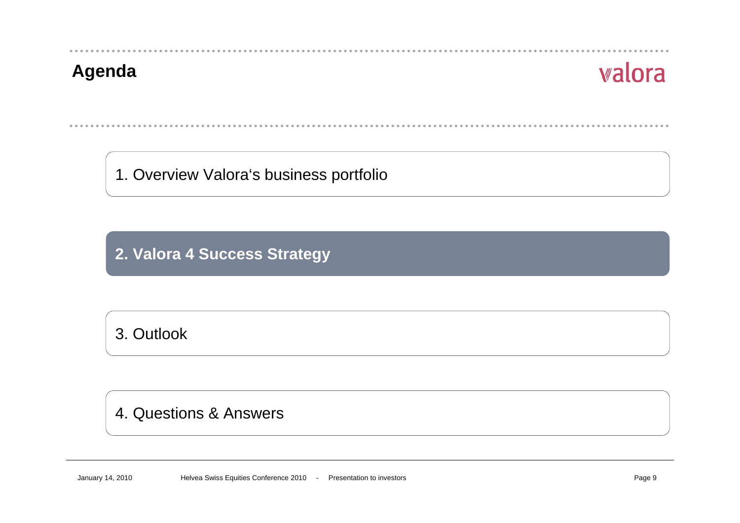# Agenda

1. Overview Valora‘s business portfolio

**2. Valora 4 Success Strategy**

3. Outlook

4. Questions & Answers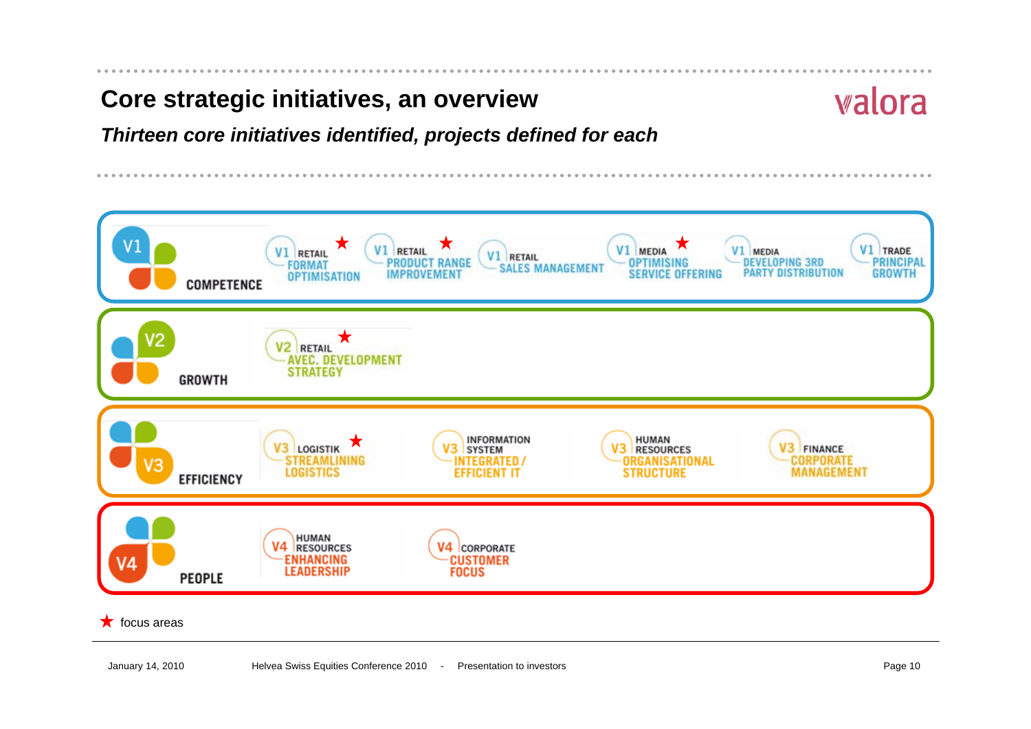# Core strategic initiatives, an overview

valora

***Thirteen core initiatives identified, projects defined for each***

## V1 COMPETENCE

- V1 RETAIL – FORMAT OPTIMISATION ★
- V1 RETAIL – PRODUCT RANGE IMPROVEMENT ★
- V1 RETAIL – SALES MANAGEMENT
- V1 MEDIA – OPTIMISING SERVICE OFFERING ★
- V1 MEDIA – DEVELOPING 3RD PARTY DISTRIBUTION
- V1 TRADE – PRINCIPAL GROWTH

## V2 GROWTH

- V2 RETAIL – AVEC. DEVELOPMENT STRATEGY ★

## V3 EFFICIENCY

- V3 LOGISTIK – STREAMLINING LOGISTICS ★
- V3 INFORMATION SYSTEM – INTEGRATED / EFFICIENT IT
- V3 HUMAN RESOURCES – ORGANISATIONAL STRUCTURE
- V3 FINANCE – CORPORATE MANAGEMENT

## V4 PEOPLE

- V4 HUMAN RESOURCES – ENHANCING LEADERSHIP
- V4 CORPORATE – CUSTOMER FOCUS

★ focus areas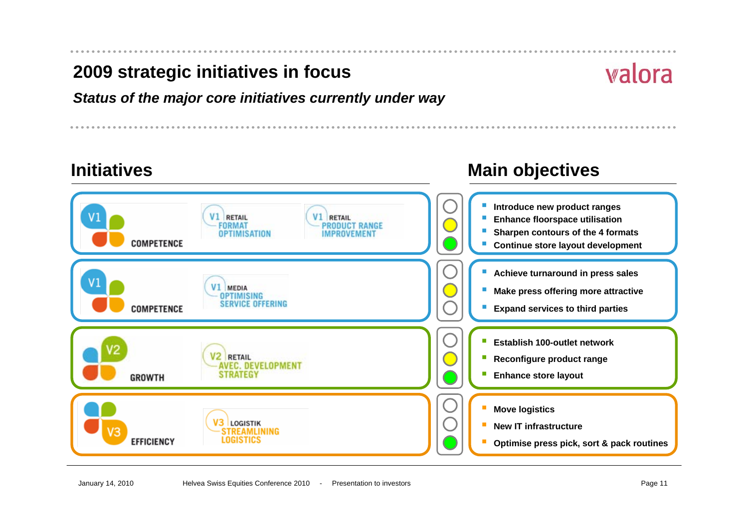# 2009 strategic initiatives in focus

***Status of the major core initiatives currently under way***

| Initiatives | | Main objectives |
| --- | --- | --- |
| V1 COMPETENCE | V1 RETAIL FORMAT OPTIMISATION; V1 RETAIL PRODUCT RANGE IMPROVEMENT | Introduce new product ranges; Enhance floorspace utilisation; Sharpen contours of the 4 formats; Continue store layout development |
| V1 COMPETENCE | V1 MEDIA OPTIMISING SERVICE OFFERING | Achieve turnaround in press sales; Make press offering more attractive; Expand services to third parties |
| V2 GROWTH | V2 RETAIL AVEC. DEVELOPMENT STRATEGY | Establish 100-outlet network; Reconfigure product range; Enhance store layout |
| V3 EFFICIENCY | V3 LOGISTIK STREAMLINING LOGISTICS | Move logistics; New IT infrastructure; Optimise press pick, sort & pack routines |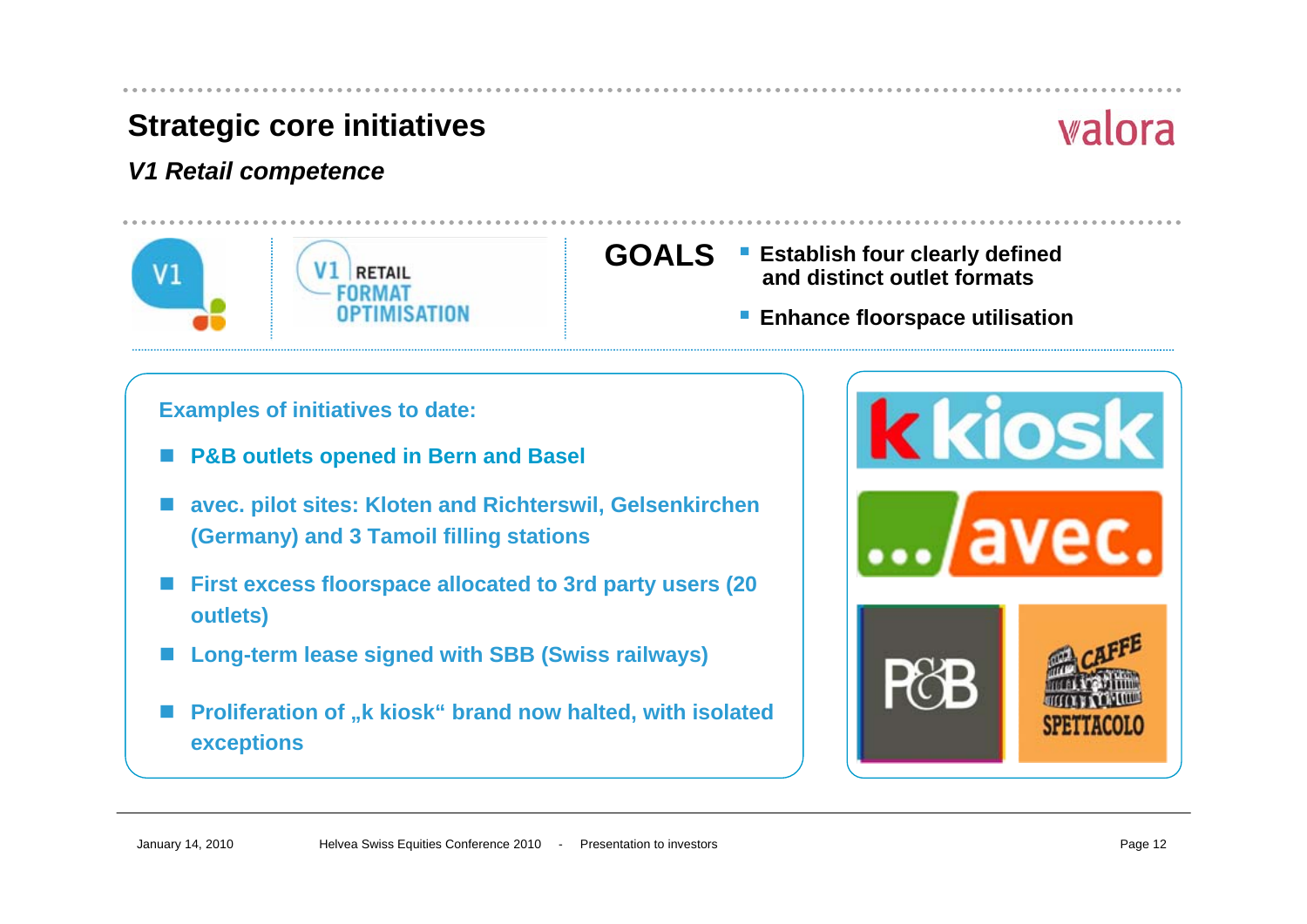# Strategic core initiatives

## *V1 Retail competence*

V1 RETAIL FORMAT OPTIMISATION

**GOALS**

- **Establish four clearly defined and distinct outlet formats**
- **Enhance floorspace utilisation**

**Examples of initiatives to date:**

- **P&B outlets opened in Bern and Basel**
- **avec. pilot sites: Kloten and Richterswil, Gelsenkirchen (Germany) and 3 Tamoil filling stations**
- **First excess floorspace allocated to 3rd party users (20 outlets)**
- **Long-term lease signed with SBB (Swiss railways)**
- **Proliferation of „k kiosk“ brand now halted, with isolated exceptions**

k kiosk

avec.

P&B

CAFFE SPETTACOLO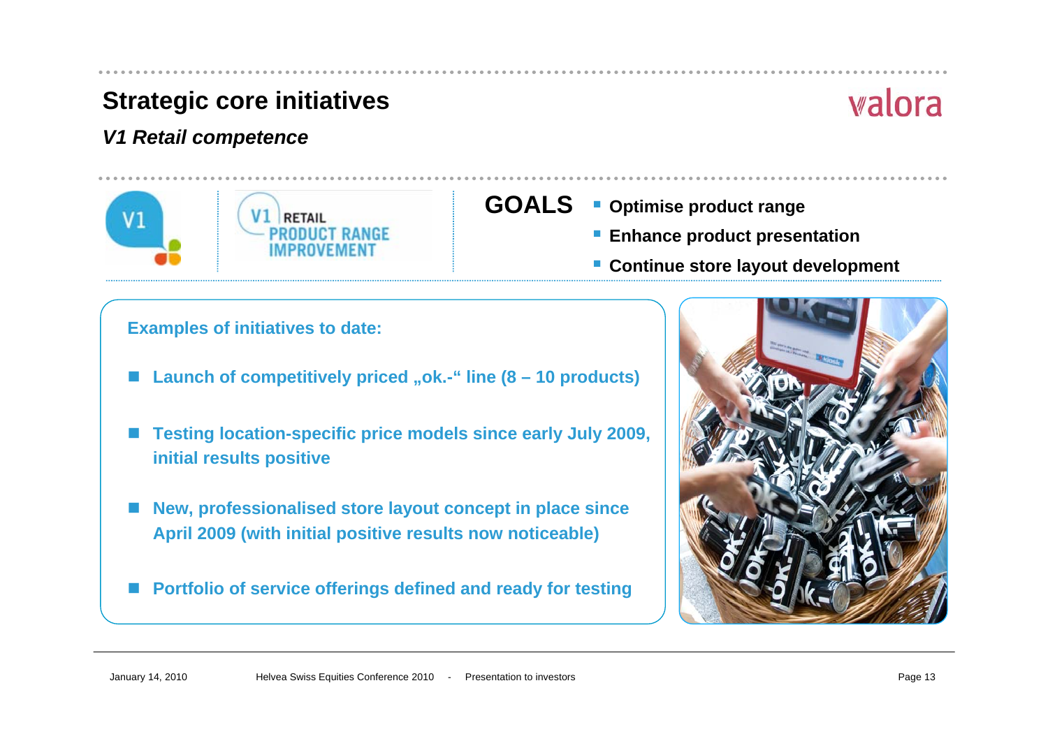# Strategic core initiatives

## *V1 Retail competence*

V1 RETAIL PRODUCT RANGE IMPROVEMENT

**GOALS**

- **Optimise product range**
- **Enhance product presentation**
- **Continue store layout development**

**Examples of initiatives to date:**

- **Launch of competitively priced „ok.-" line (8 – 10 products)**
- **Testing location-specific price models since early July 2009, initial results positive**
- **New, professionalised store layout concept in place since April 2009 (with initial positive results now noticeable)**
- **Portfolio of service offerings defined and ready for testing**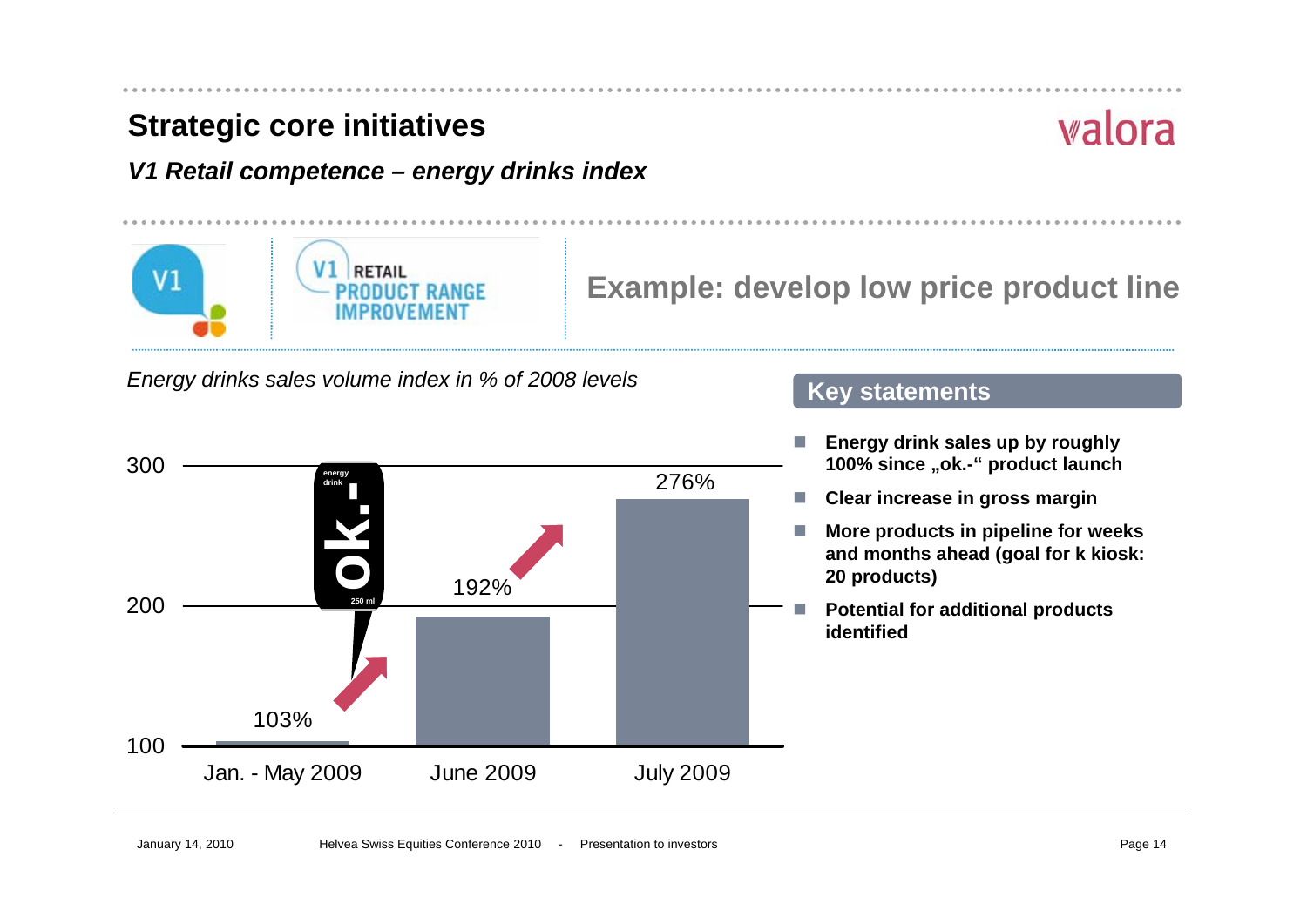# Strategic core initiatives

*V1 Retail competence – energy drinks index*

V1 RETAIL PRODUCT RANGE IMPROVEMENT

## Example: develop low price product line

*Energy drinks sales volume index in % of 2008 levels*

| Period | Index |
|---|---|
| Jan. - May 2009 | 103% |
| June 2009 | 192% |
| July 2009 | 276% |

### Key statements

- **Energy drink sales up by roughly 100% since „ok.-" product launch**
- **Clear increase in gross margin**
- **More products in pipeline for weeks and months ahead (goal for k kiosk: 20 products)**
- **Potential for additional products identified**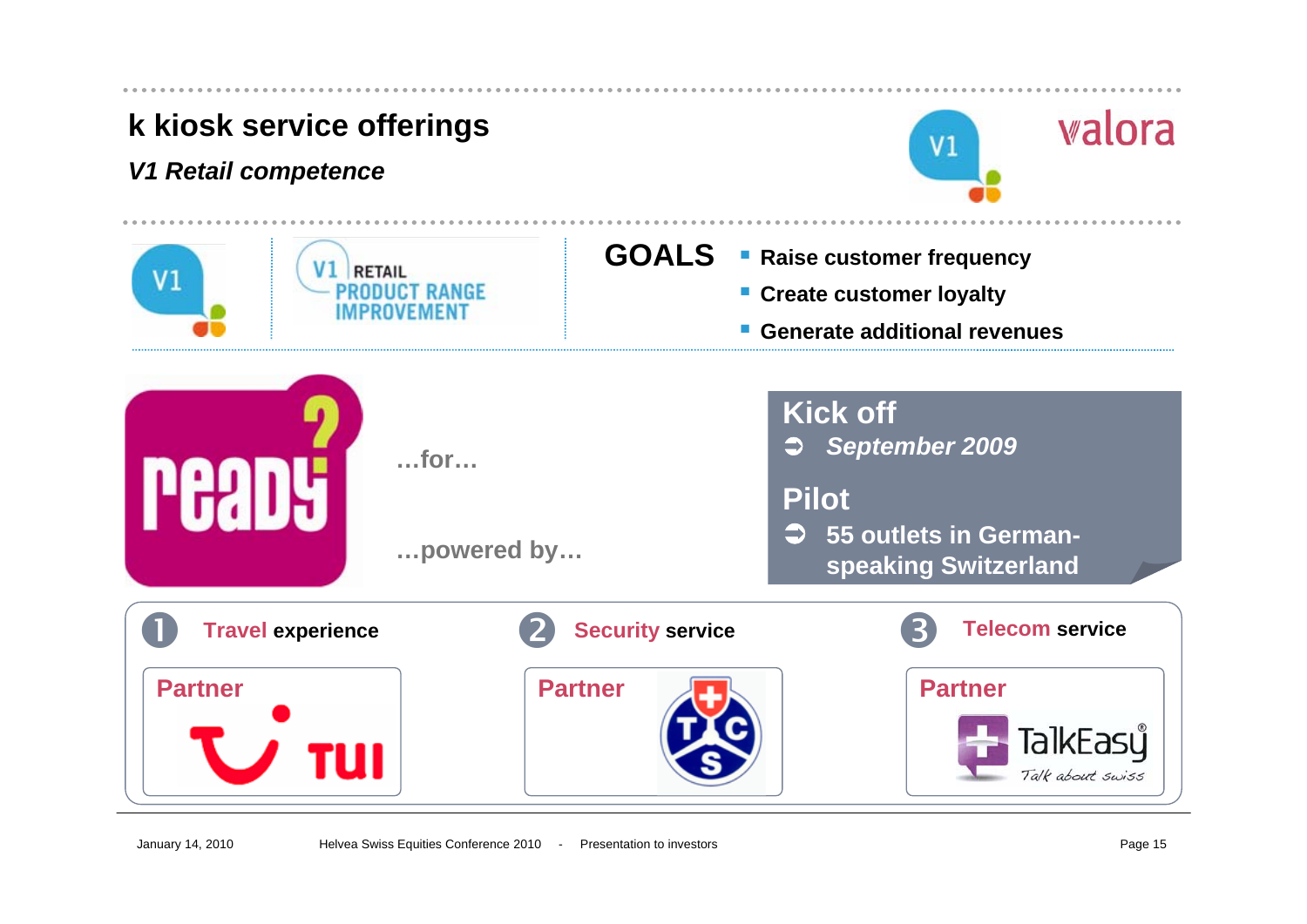# k kiosk service offerings

***V1 Retail competence***

V1 RETAIL PRODUCT RANGE IMPROVEMENT

**GOALS**

- **Raise customer frequency**
- **Create customer loyalty**
- **Generate additional revenues**

ready?

…for…

…powered by…

**Kick off**

➲ ***September 2009***

**Pilot**

➲ **55 outlets in German-speaking Switzerland**

1. **Travel experience** — Partner: TUI
2. **Security service** — Partner: TCS
3. **Telecom service** — Partner: TalkEasy (Talk about swiss)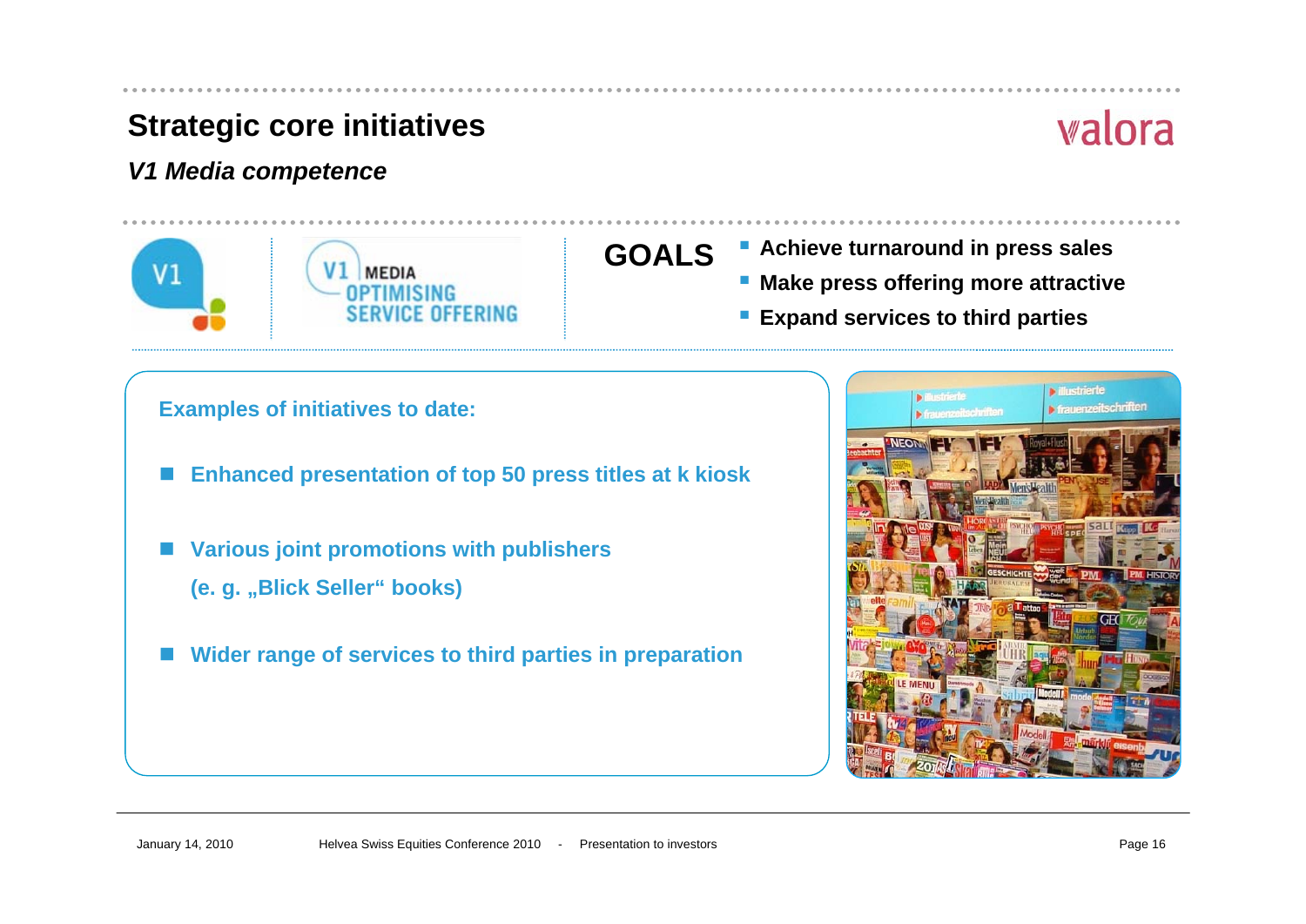# Strategic core initiatives

## *V1 Media competence*

V1 MEDIA OPTIMISING SERVICE OFFERING

**GOALS**

- **Achieve turnaround in press sales**
- **Make press offering more attractive**
- **Expand services to third parties**

**Examples of initiatives to date:**

- **Enhanced presentation of top 50 press titles at k kiosk**
- **Various joint promotions with publishers (e. g. „Blick Seller" books)**
- **Wider range of services to third parties in preparation**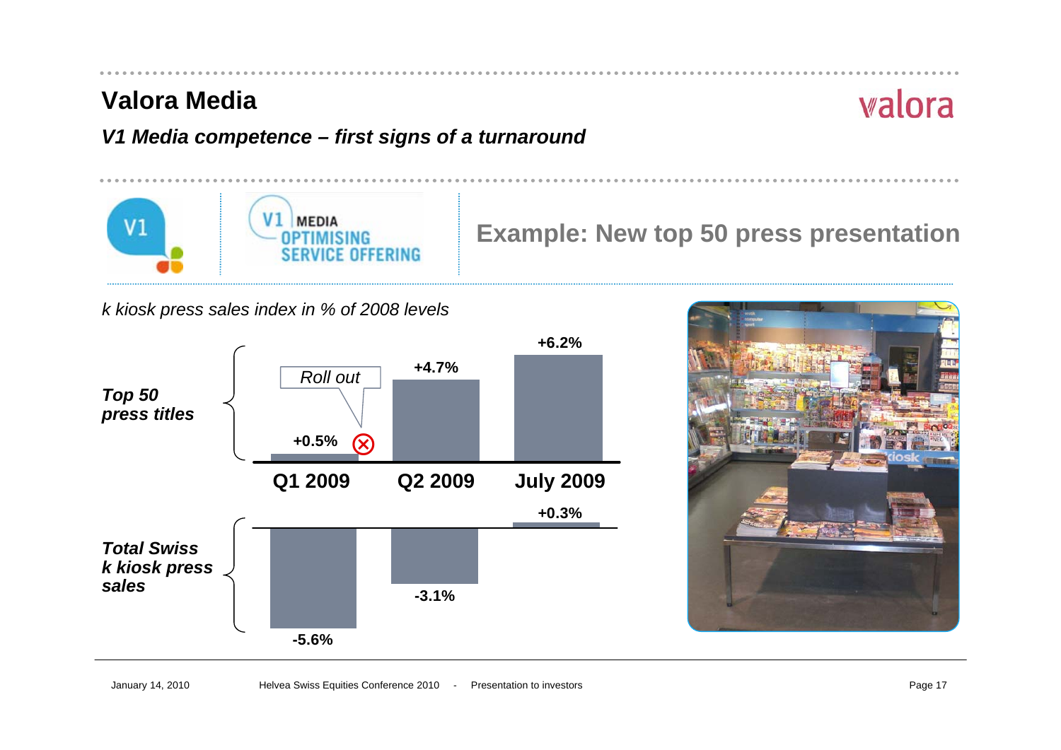# Valora Media

***V1 Media competence – first signs of a turnaround***

V1 MEDIA OPTIMISING SERVICE OFFERING

## Example: New top 50 press presentation

*k kiosk press sales index in % of 2008 levels*

| | Q1 2009 | Q2 2009 | July 2009 |
|---|---|---|---|
| ***Top 50 press titles*** | +0.5% | +4.7% | +6.2% |
| ***Total Swiss k kiosk press sales*** | -5.6% | -3.1% | +0.3% |

*Roll out* (Q1 2009)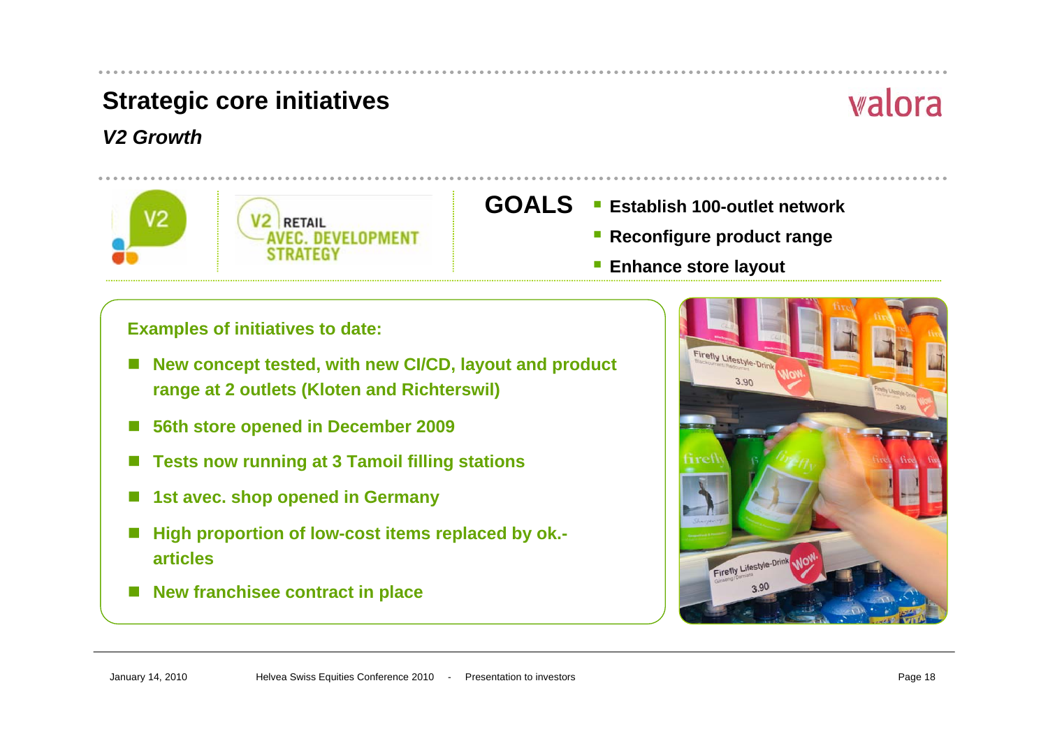# Strategic core initiatives

*V2 Growth*

V2 RETAIL AVEC. DEVELOPMENT STRATEGY

**GOALS**

- **Establish 100-outlet network**
- **Reconfigure product range**
- **Enhance store layout**

**Examples of initiatives to date:**

- **New concept tested, with new CI/CD, layout and product range at 2 outlets (Kloten and Richterswil)**
- **56th store opened in December 2009**
- **Tests now running at 3 Tamoil filling stations**
- **1st avec. shop opened in Germany**
- **High proportion of low-cost items replaced by ok.-articles**
- **New franchisee contract in place**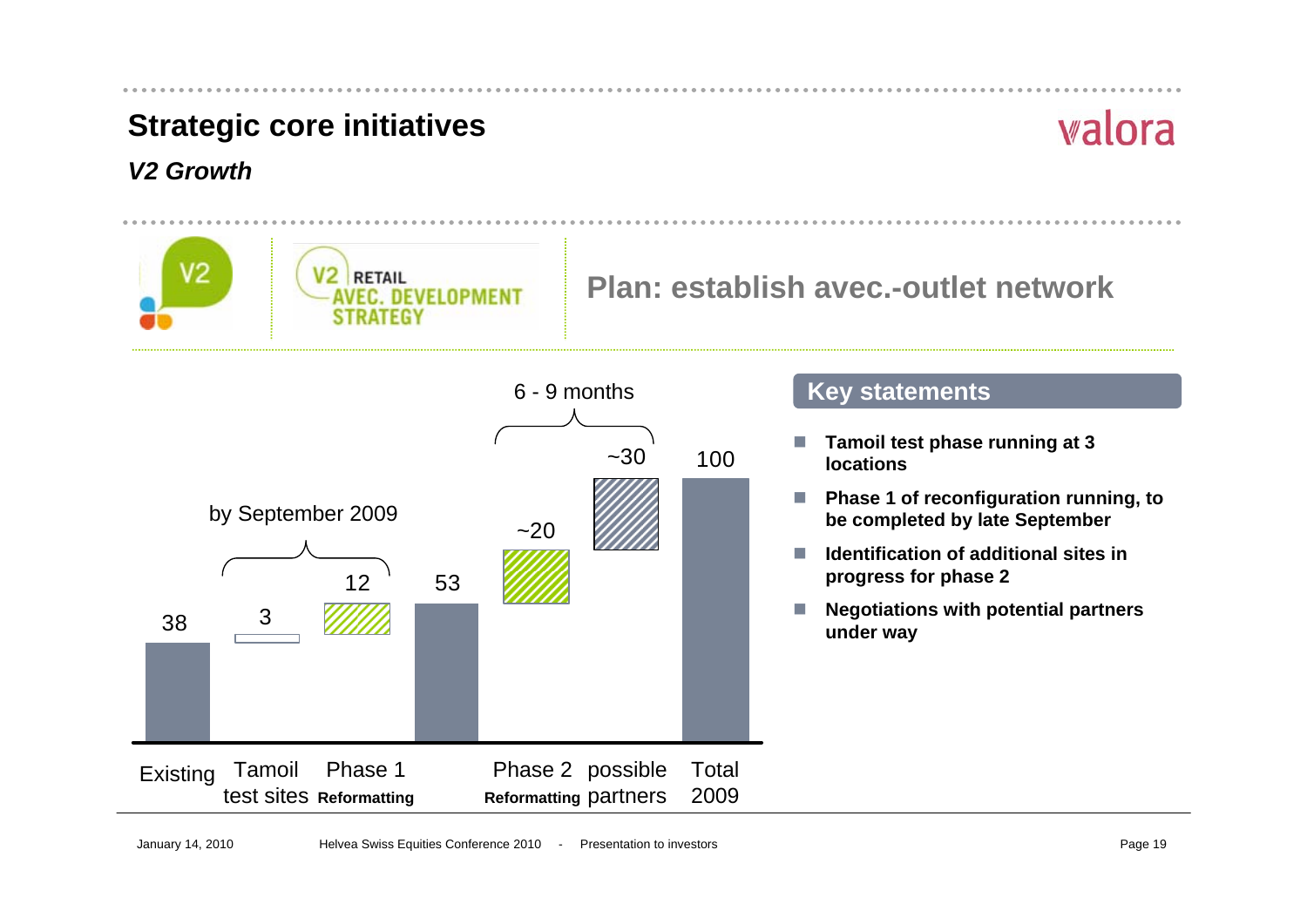# Strategic core initiatives

### *V2 Growth*

V2 RETAIL AVEC. DEVELOPMENT STRATEGY

## Plan: establish avec.-outlet network

| Existing | Tamoil test sites | Phase 1 **Reformatting** | | Phase 2 **Reformatting** | possible partners | Total 2009 |
|---|---|---|---|---|---|---|
| 38 | 3 | 12 | 53 | ~20 | ~30 | 100 |

by September 2009 (Tamoil test sites, Phase 1 Reformatting)

6 - 9 months (Phase 2 Reformatting, possible partners)

### Key statements

- **Tamoil test phase running at 3 locations**
- **Phase 1 of reconfiguration running, to be completed by late September**
- **Identification of additional sites in progress for phase 2**
- **Negotiations with potential partners under way**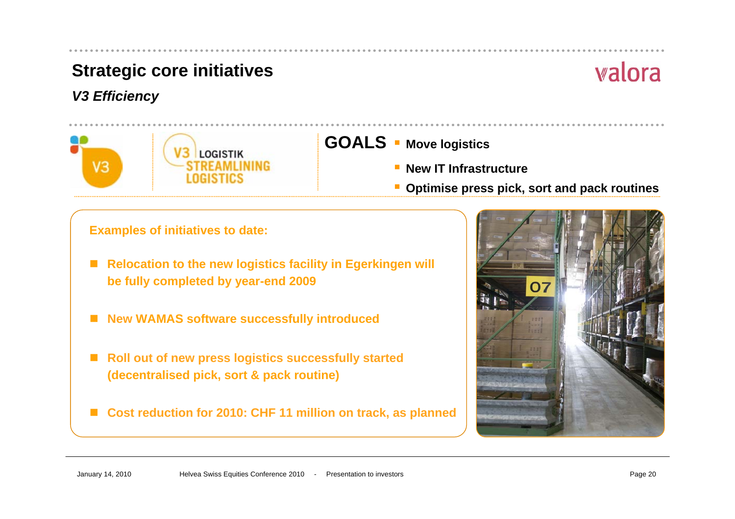# Strategic core initiatives

## *V3 Efficiency*

V3 LOGISTIK STREAMLINING LOGISTICS

**GOALS**

- **Move logistics**
- **New IT Infrastructure**
- **Optimise press pick, sort and pack routines**

**Examples of initiatives to date:**

- **Relocation to the new logistics facility in Egerkingen will be fully completed by year-end 2009**
- **New WAMAS software successfully introduced**
- **Roll out of new press logistics successfully started (decentralised pick, sort & pack routine)**
- **Cost reduction for 2010: CHF 11 million on track, as planned**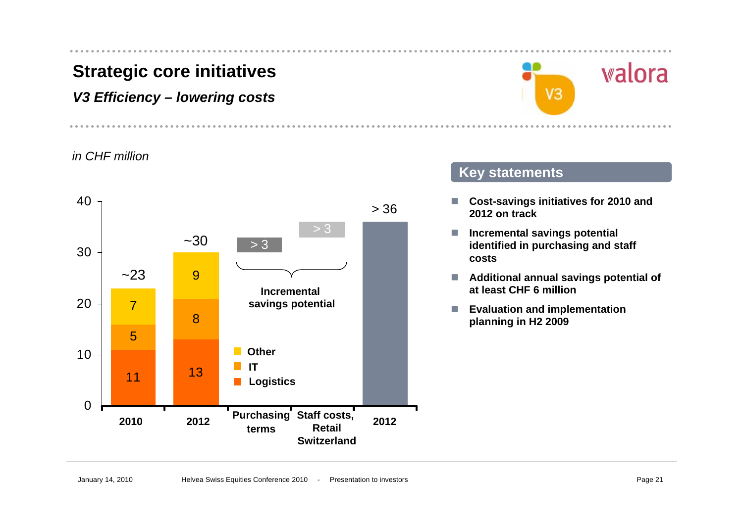# Strategic core initiatives

*V3 Efficiency – lowering costs*

*in CHF million*

| | 2010 | 2012 | Purchasing terms | Staff costs, Retail Switzerland | 2012 |
|---|---|---|---|---|---|
| Logistics | 11 | 13 | | | |
| IT | 5 | 8 | | | |
| Other | 7 | 9 | | | |
| Incremental savings potential | | | > 3 | > 3 | |
| Total | ~23 | ~30 | | | > 36 |

## Key statements

- **Cost-savings initiatives for 2010 and 2012 on track**
- **Incremental savings potential identified in purchasing and staff costs**
- **Additional annual savings potential of at least CHF 6 million**
- **Evaluation and implementation planning in H2 2009**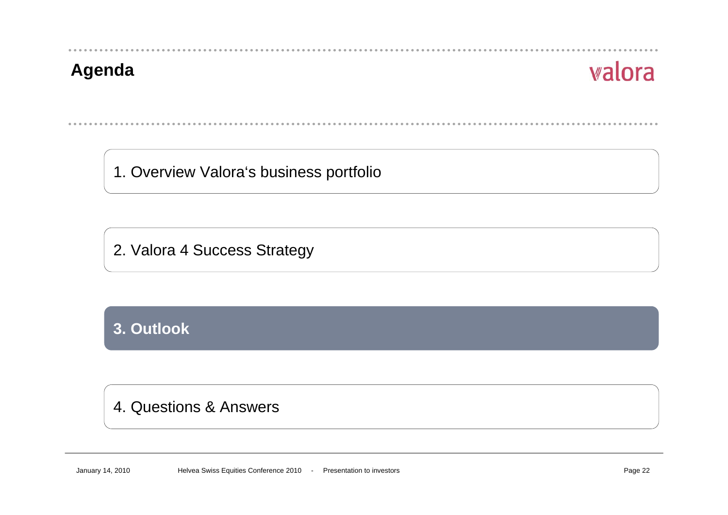# Agenda

1. Overview Valora's business portfolio

2. Valora 4 Success Strategy

**3. Outlook**

4. Questions & Answers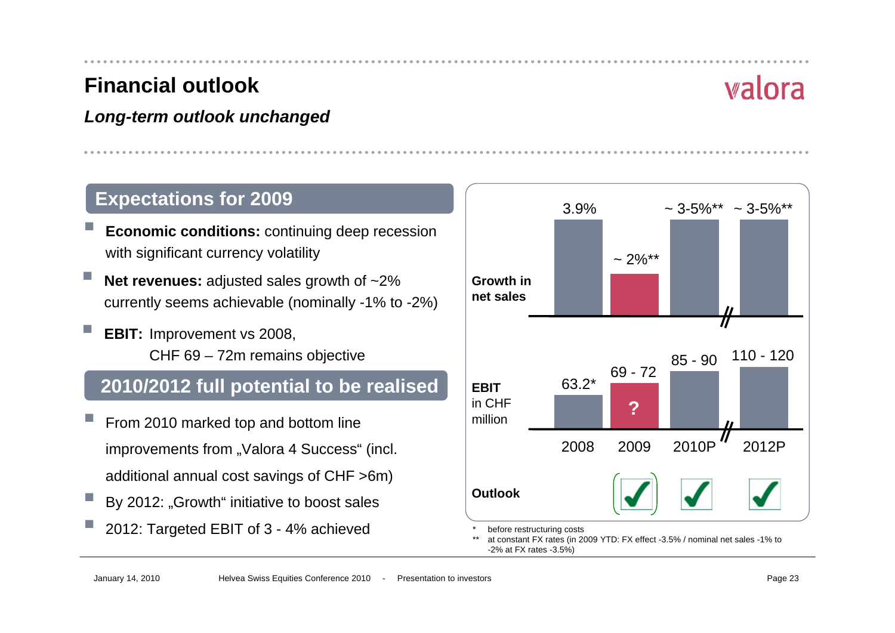# Financial outlook

***Long-term outlook unchanged***

## Expectations for 2009

- **Economic conditions:** continuing deep recession with significant currency volatility
- **Net revenues:** adjusted sales growth of ~2% currently seems achievable (nominally -1% to -2%)
- **EBIT:** Improvement vs 2008, CHF 69 – 72m remains objective

## 2010/2012 full potential to be realised

- From 2010 marked top and bottom line improvements from „Valora 4 Success" (incl. additional annual cost savings of CHF >6m)
- By 2012: „Growth" initiative to boost sales
- 2012: Targeted EBIT of 3 - 4% achieved

| | 2008 | 2009 | 2010P | 2012P |
|---|---|---|---|---|
| **Growth in net sales** | 3.9% | ~ 2%** | ~ 3-5%** | ~ 3-5%** |
| **EBIT** in CHF million | 63.2* | 69 - 72 ? | 85 - 90 | 110 - 120 |
| **Outlook** | | ✓ | ✓ | ✓ |

\* before restructuring costs

\** at constant FX rates (in 2009 YTD: FX effect -3.5% / nominal net sales -1% to -2% at FX rates -3.5%)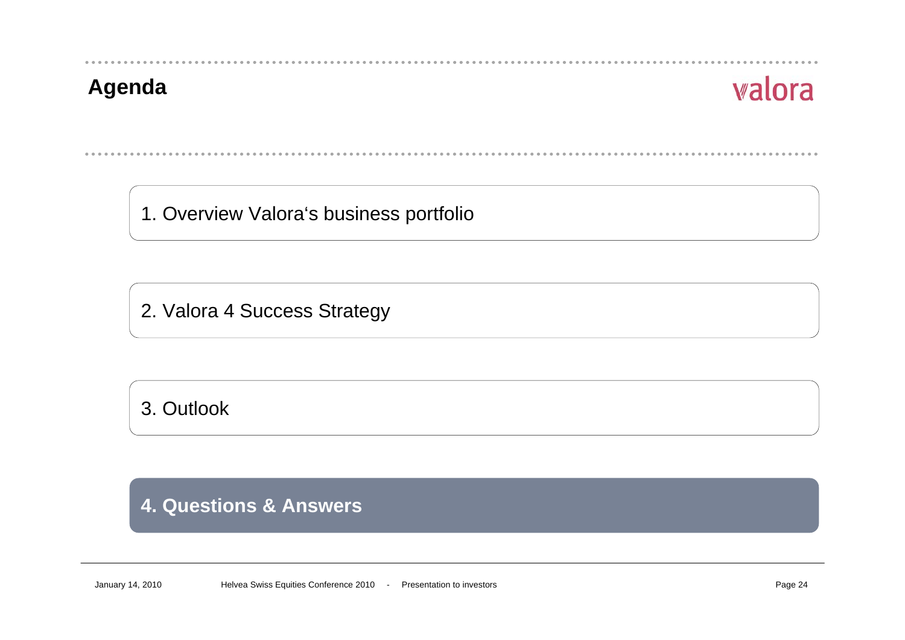# Agenda

1. Overview Valora's business portfolio

2. Valora 4 Success Strategy

3. Outlook

**4. Questions & Answers**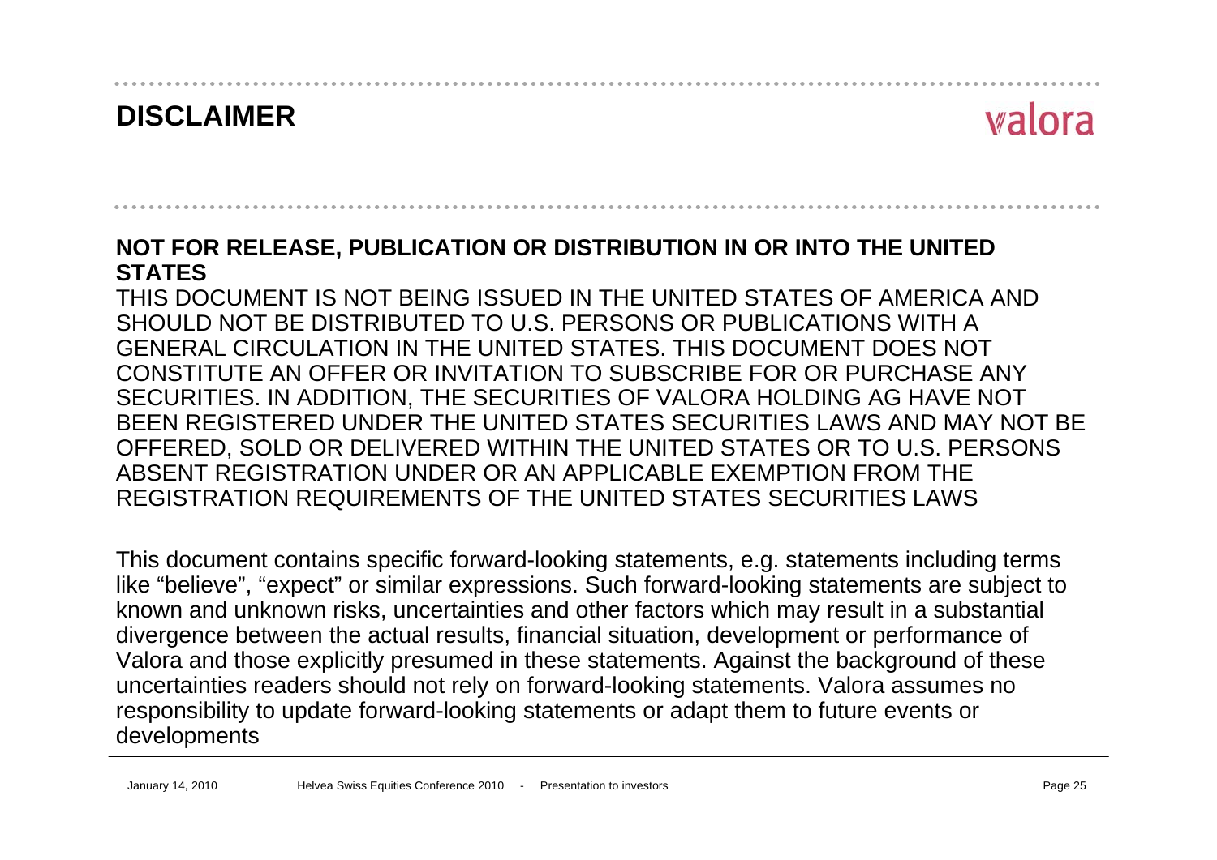# DISCLAIMER

**NOT FOR RELEASE, PUBLICATION OR DISTRIBUTION IN OR INTO THE UNITED STATES**

THIS DOCUMENT IS NOT BEING ISSUED IN THE UNITED STATES OF AMERICA AND SHOULD NOT BE DISTRIBUTED TO U.S. PERSONS OR PUBLICATIONS WITH A GENERAL CIRCULATION IN THE UNITED STATES. THIS DOCUMENT DOES NOT CONSTITUTE AN OFFER OR INVITATION TO SUBSCRIBE FOR OR PURCHASE ANY SECURITIES. IN ADDITION, THE SECURITIES OF VALORA HOLDING AG HAVE NOT BEEN REGISTERED UNDER THE UNITED STATES SECURITIES LAWS AND MAY NOT BE OFFERED, SOLD OR DELIVERED WITHIN THE UNITED STATES OR TO U.S. PERSONS ABSENT REGISTRATION UNDER OR AN APPLICABLE EXEMPTION FROM THE REGISTRATION REQUIREMENTS OF THE UNITED STATES SECURITIES LAWS

This document contains specific forward-looking statements, e.g. statements including terms like “believe”, “expect” or similar expressions. Such forward-looking statements are subject to known and unknown risks, uncertainties and other factors which may result in a substantial divergence between the actual results, financial situation, development or performance of Valora and those explicitly presumed in these statements. Against the background of these uncertainties readers should not rely on forward-looking statements. Valora assumes no responsibility to update forward-looking statements or adapt them to future events or developments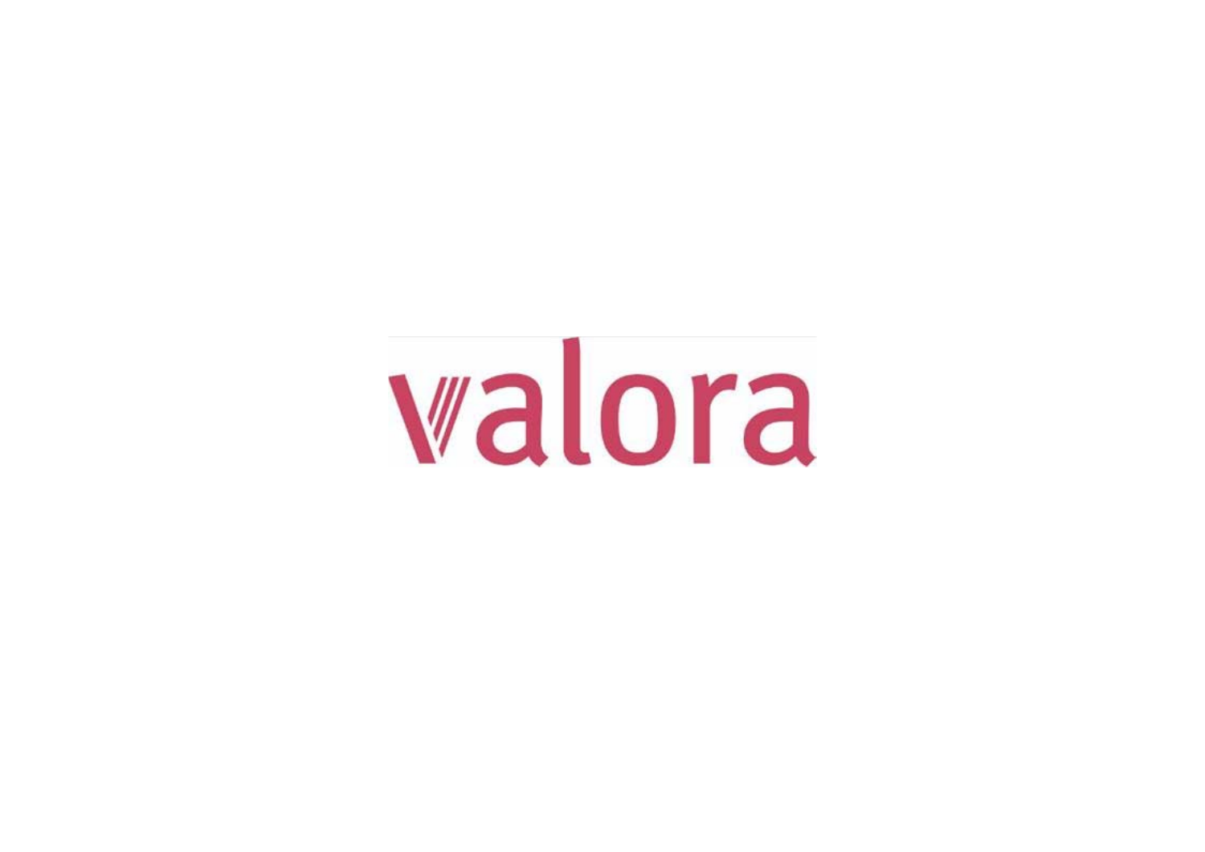valora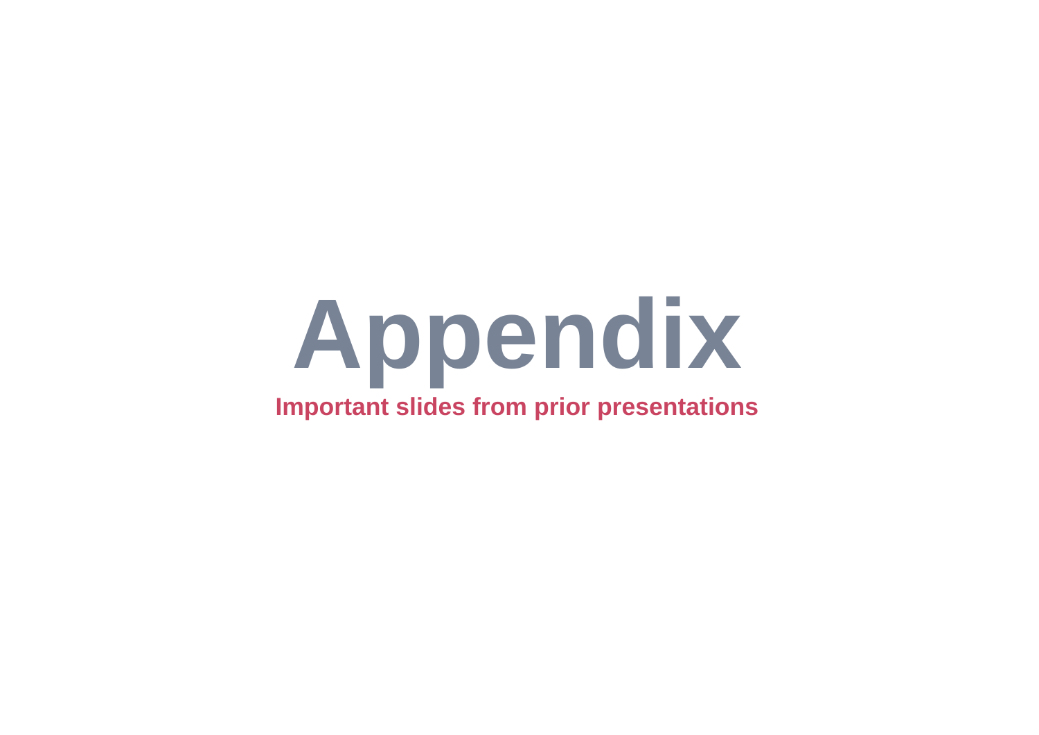# Appendix

**Important slides from prior presentations**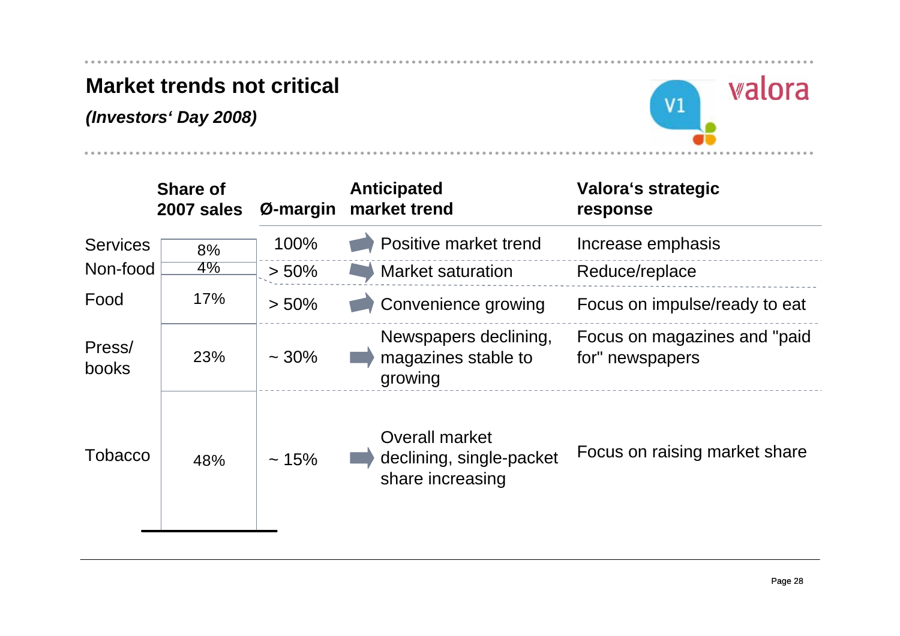# Market trends not critical

***(Investors' Day 2008)***

| | Share of 2007 sales | Ø-margin | Anticipated market trend | Valora's strategic response |
|---|---|---|---|---|
| Services | 8% | 100% | Positive market trend | Increase emphasis |
| Non-food | 4% | > 50% | Market saturation | Reduce/replace |
| Food | 17% | > 50% | Convenience growing | Focus on impulse/ready to eat |
| Press/ books | 23% | ~ 30% | Newspapers declining, magazines stable to growing | Focus on magazines and "paid for" newspapers |
| Tobacco | 48% | ~ 15% | Overall market declining, single-packet share increasing | Focus on raising market share |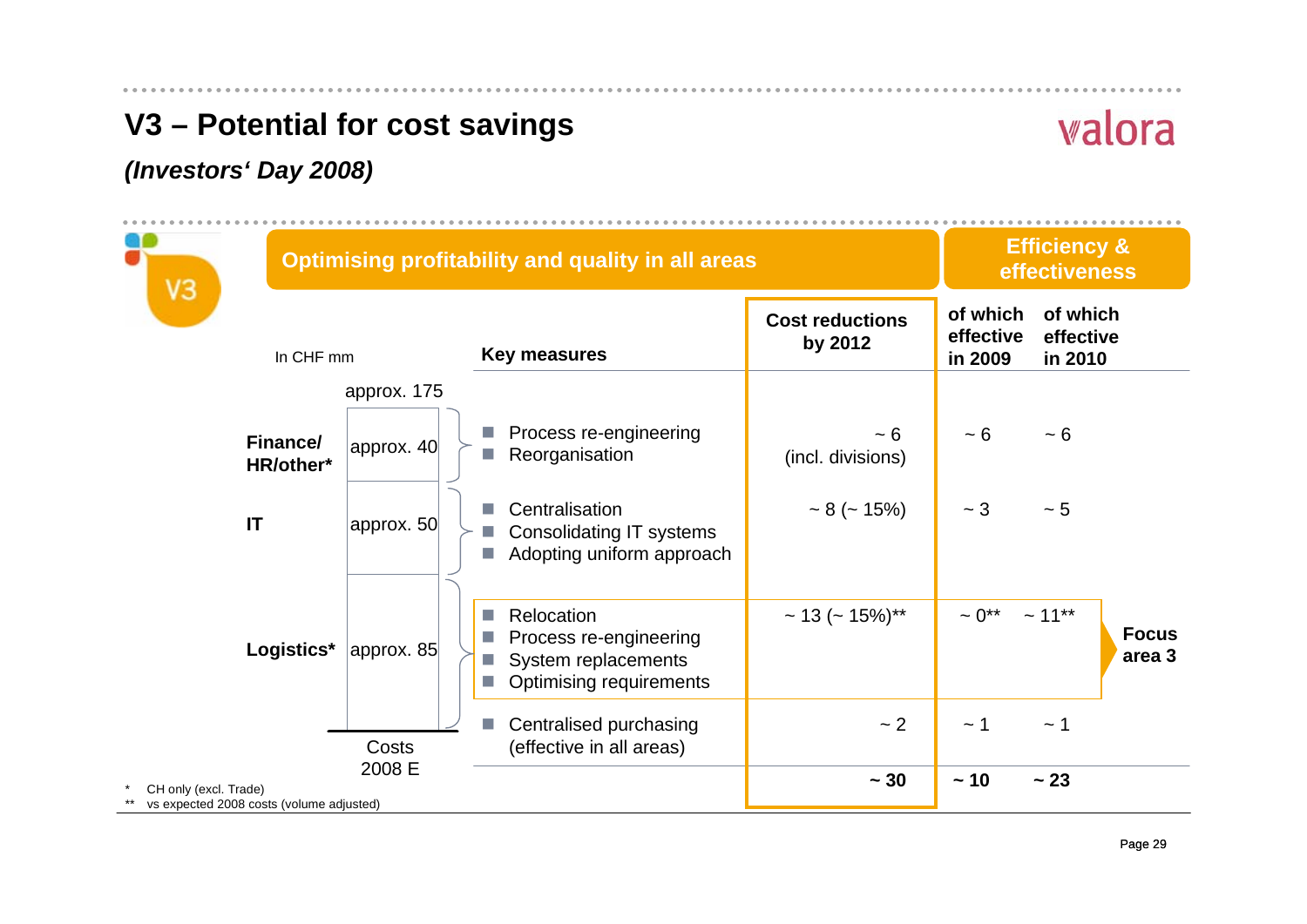# V3 – Potential for cost savings

*(Investors' Day 2008)*

V3

**Optimising profitability and quality in all areas** | **Efficiency & effectiveness**

| In CHF mm | Costs 2008 E (approx. 175) | Key measures | Cost reductions by 2012 | of which effective in 2009 | of which effective in 2010 |
|---|---|---|---|---|---|
| **Finance/ HR/other*** | approx. 40 | Process re-engineering; Reorganisation | ~ 6 (incl. divisions) | ~ 6 | ~ 6 |
| **IT** | approx. 50 | Centralisation; Consolidating IT systems; Adopting uniform approach | ~ 8 (~ 15%) | ~ 3 | ~ 5 |
| **Logistics*** | approx. 85 | Relocation; Process re-engineering; System replacements; Optimising requirements | ~ 13 (~ 15%)** | ~ 0** | ~ 11** |
| | | Centralised purchasing (effective in all areas) | ~ 2 | ~ 1 | ~ 1 |
| | | | **~ 30** | **~ 10** | **~ 23** |

**Focus area 3** (Logistics)

\* CH only (excl. Trade)

\*\* vs expected 2008 costs (volume adjusted)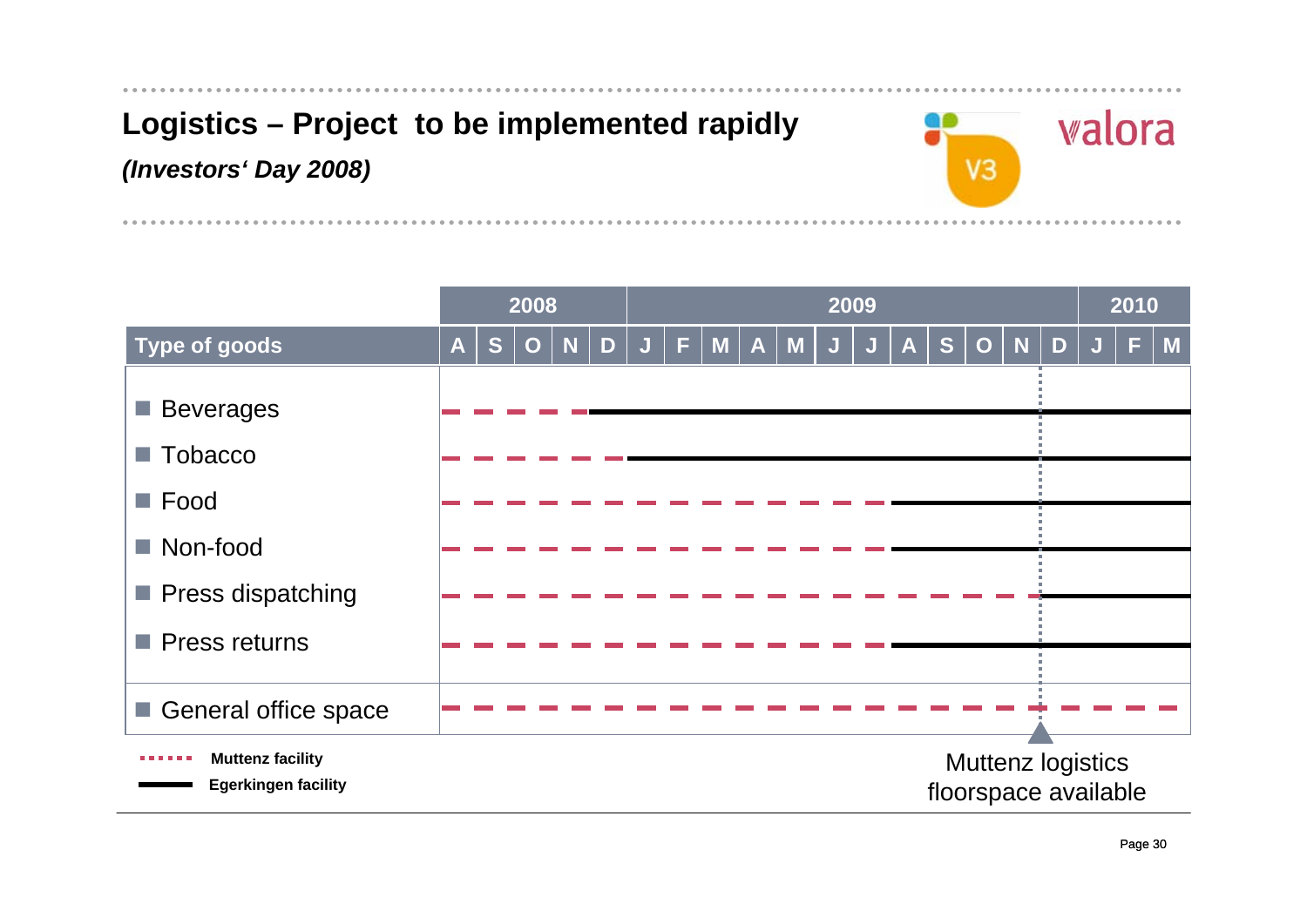# Logistics – Project to be implemented rapidly

*(Investors' Day 2008)*

| Type of goods | 2008 | | | | | 2009 | | | | | | | | | | | | 2010 | | |
|---|---|---|---|---|---|---|---|---|---|---|---|---|---|---|---|---|---|---|---|---|
| | A | S | O | N | D | J | F | M | A | M | J | J | A | S | O | N | D | J | F | M |
| Beverages | | | | | | | | | | | | | | | | | | | | |
| Tobacco | | | | | | | | | | | | | | | | | | | | |
| Food | | | | | | | | | | | | | | | | | | | | |
| Non-food | | | | | | | | | | | | | | | | | | | | |
| Press dispatching | | | | | | | | | | | | | | | | | | | | |
| Press returns | | | | | | | | | | | | | | | | | | | | |
| General office space | | | | | | | | | | | | | | | | | | | | |

Muttenz facility

Egerkingen facility

Muttenz logistics floorspace available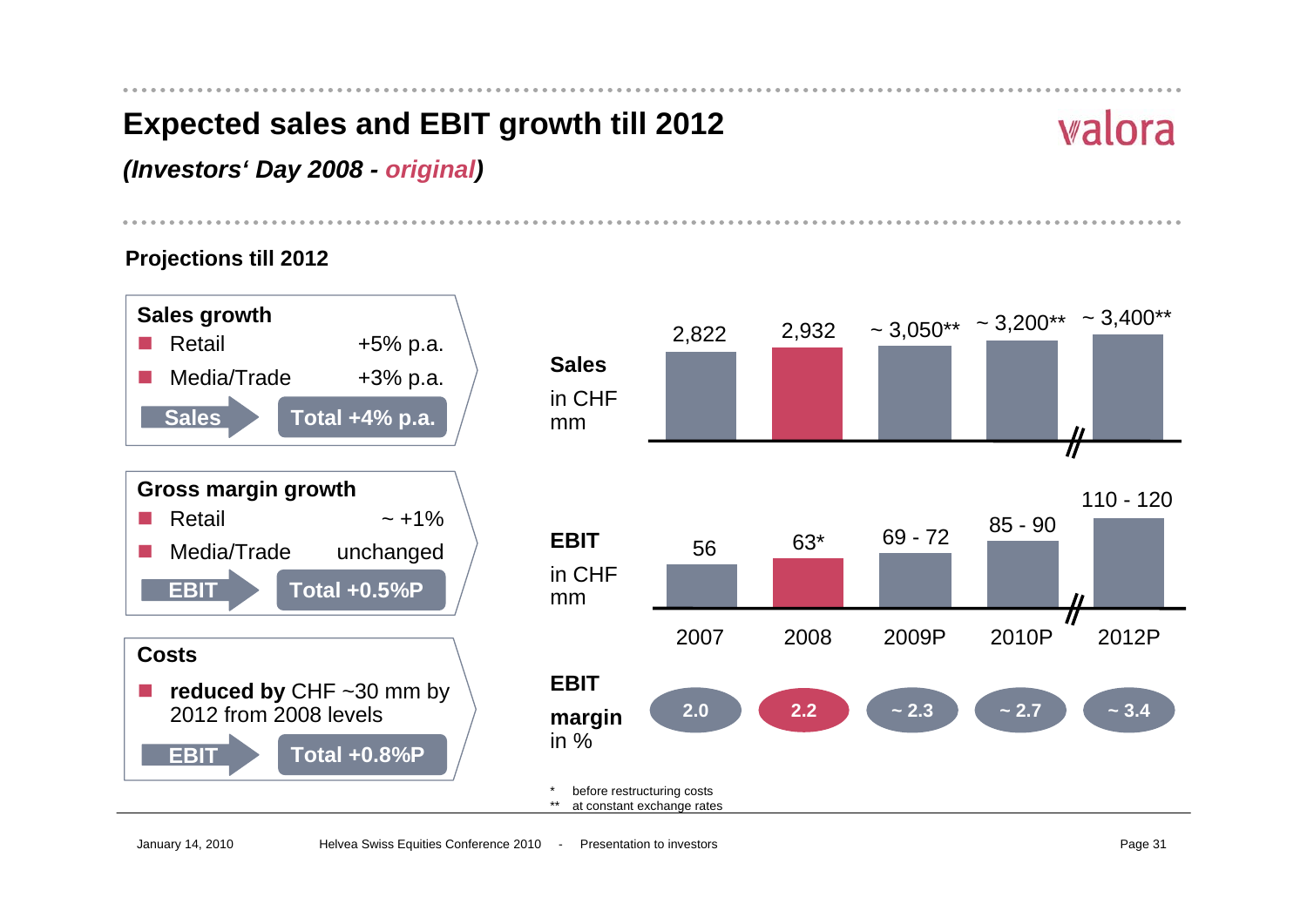# Expected sales and EBIT growth till 2012

***(Investors' Day 2008 - original)***

## Projections till 2012

**Sales growth**

- Retail +5% p.a.
- Media/Trade +3% p.a.

**Sales** → **Total +4% p.a.**

**Gross margin growth**

- Retail ~ +1%
- Media/Trade unchanged

**EBIT** → **Total +0.5%P**

**Costs**

- **reduced by** CHF ~30 mm by 2012 from 2008 levels

**EBIT** → **Total +0.8%P**

| | 2007 | 2008 | 2009P | 2010P | 2012P |
|---|---|---|---|---|---|
| **Sales** in CHF mm | 2,822 | 2,932 | ~ 3,050** | ~ 3,200** | ~ 3,400** |
| **EBIT** in CHF mm | 56 | 63* | 69 - 72 | 85 - 90 | 110 - 120 |
| **EBIT margin** in % | 2.0 | 2.2 | ~ 2.3 | ~ 2.7 | ~ 3.4 |

\* before restructuring costs

** at constant exchange rates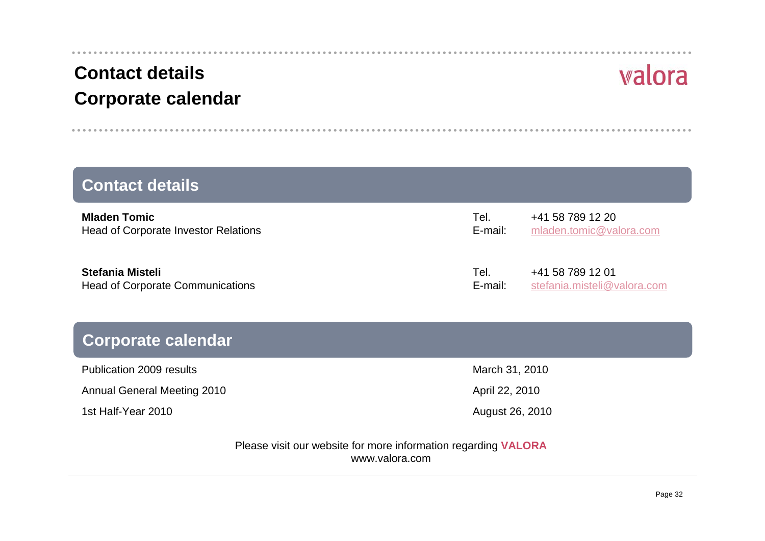# Contact details
# Corporate calendar

valora

## Contact details

| | | |
|---|---|---|
| **Mladen Tomic**<br>Head of Corporate Investor Relations | Tel.<br>E-mail: | +41 58 789 12 20<br>mladen.tomic@valora.com |
| **Stefania Misteli**<br>Head of Corporate Communications | Tel.<br>E-mail: | +41 58 789 12 01<br>stefania.misteli@valora.com |

## Corporate calendar

| | |
|---|---|
| Publication 2009 results | March 31, 2010 |
| Annual General Meeting 2010 | April 22, 2010 |
| 1st Half-Year 2010 | August 26, 2010 |

Please visit our website for more information regarding **VALORA**
www.valora.com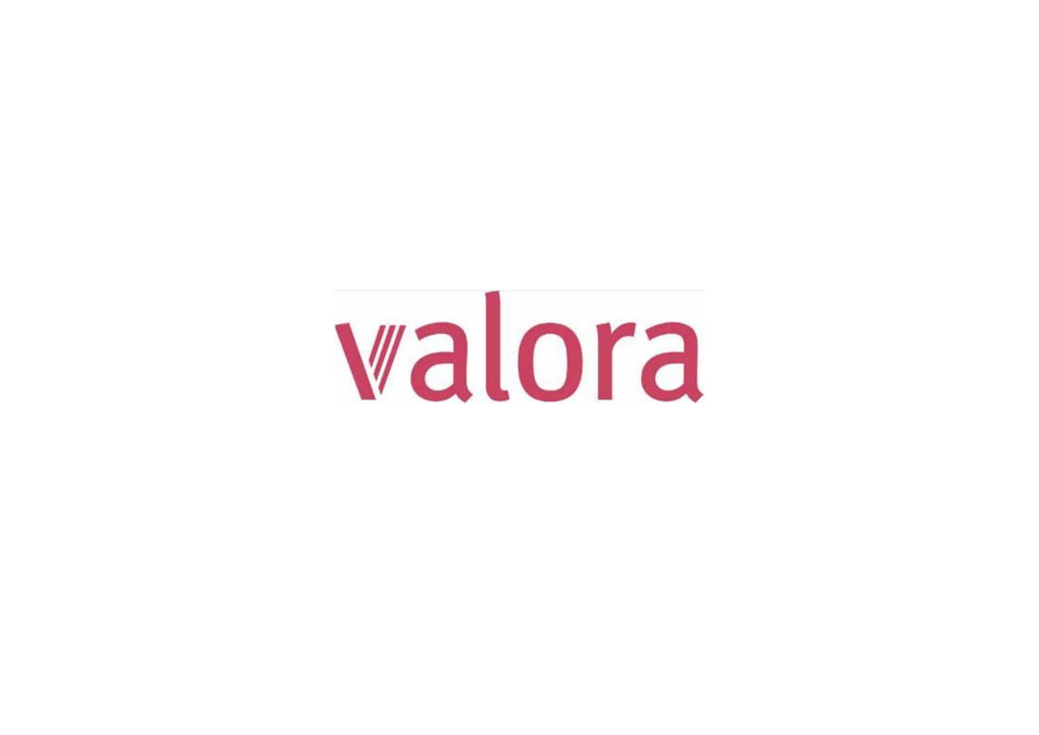valora